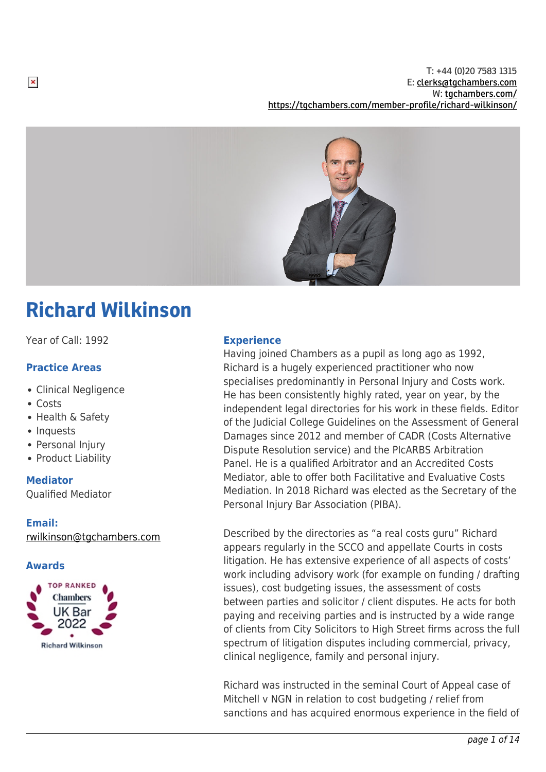T: +44 (0)20 7583 1315
E: clerks@tgchambers.com
W: tgchambers.com/
https://tgchambers.com/member-profile/richard-wilkinson/

# Richard Wilkinson

Year of Call: 1992

### Practice Areas

- Clinical Negligence
- Costs
- Health & Safety
- Inquests
- Personal Injury
- Product Liability

### Mediator

Qualified Mediator

### Email:

rwilkinson@tgchambers.com

### Awards

TOP RANKED Chambers UK Bar 2022 Richard Wilkinson

### Experience

Having joined Chambers as a pupil as long ago as 1992, Richard is a hugely experienced practitioner who now specialises predominantly in Personal Injury and Costs work. He has been consistently highly rated, year on year, by the independent legal directories for his work in these fields. Editor of the Judicial College Guidelines on the Assessment of General Damages since 2012 and member of CADR (Costs Alternative Dispute Resolution service) and the PIcARBS Arbitration Panel. He is a qualified Arbitrator and an Accredited Costs Mediator, able to offer both Facilitative and Evaluative Costs Mediation. In 2018 Richard was elected as the Secretary of the Personal Injury Bar Association (PIBA).

Described by the directories as "a real costs guru" Richard appears regularly in the SCCO and appellate Courts in costs litigation. He has extensive experience of all aspects of costs' work including advisory work (for example on funding / drafting issues), cost budgeting issues, the assessment of costs between parties and solicitor / client disputes. He acts for both paying and receiving parties and is instructed by a wide range of clients from City Solicitors to High Street firms across the full spectrum of litigation disputes including commercial, privacy, clinical negligence, family and personal injury.

Richard was instructed in the seminal Court of Appeal case of Mitchell v NGN in relation to cost budgeting / relief from sanctions and has acquired enormous experience in the field of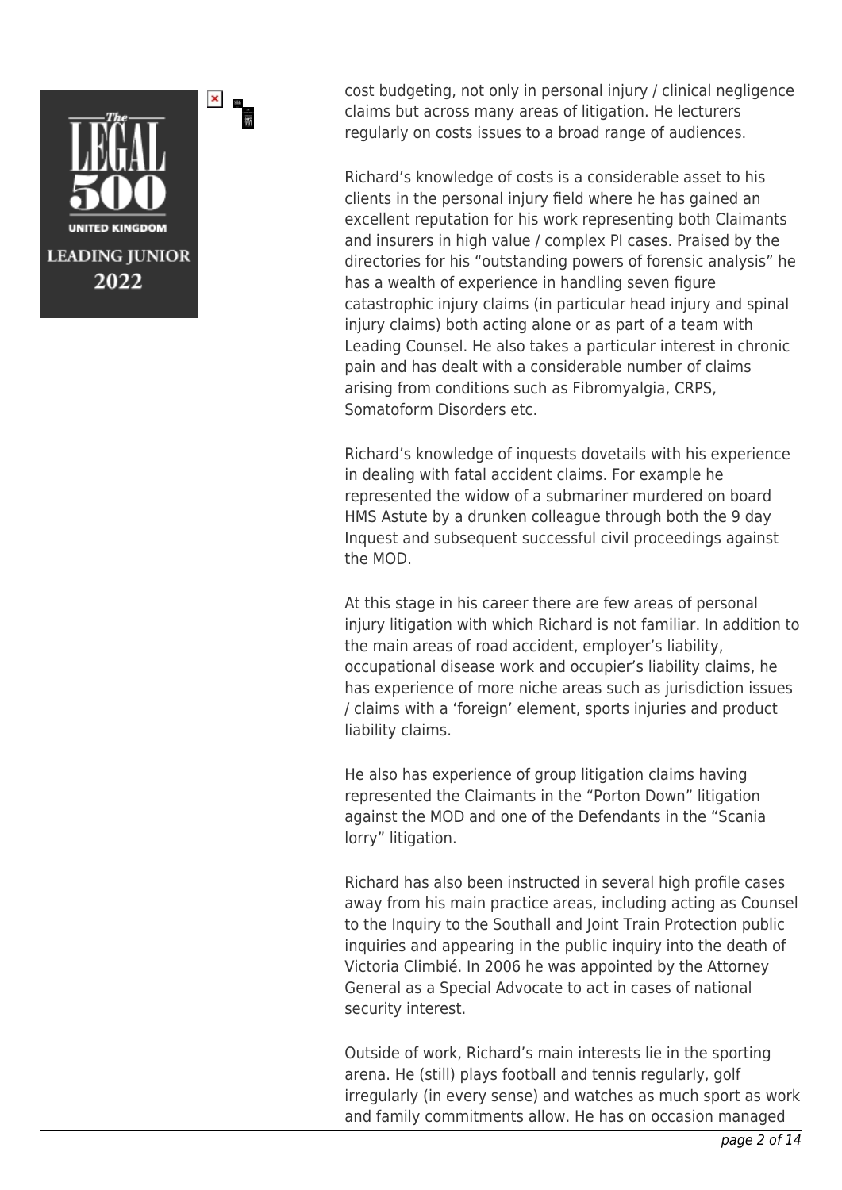cost budgeting, not only in personal injury / clinical negligence claims but across many areas of litigation. He lecturers regularly on costs issues to a broad range of audiences.

Richard's knowledge of costs is a considerable asset to his clients in the personal injury field where he has gained an excellent reputation for his work representing both Claimants and insurers in high value / complex PI cases. Praised by the directories for his "outstanding powers of forensic analysis" he has a wealth of experience in handling seven figure catastrophic injury claims (in particular head injury and spinal injury claims) both acting alone or as part of a team with Leading Counsel. He also takes a particular interest in chronic pain and has dealt with a considerable number of claims arising from conditions such as Fibromyalgia, CRPS, Somatoform Disorders etc.

Richard's knowledge of inquests dovetails with his experience in dealing with fatal accident claims. For example he represented the widow of a submariner murdered on board HMS Astute by a drunken colleague through both the 9 day Inquest and subsequent successful civil proceedings against the MOD.

At this stage in his career there are few areas of personal injury litigation with which Richard is not familiar. In addition to the main areas of road accident, employer's liability, occupational disease work and occupier's liability claims, he has experience of more niche areas such as jurisdiction issues / claims with a 'foreign' element, sports injuries and product liability claims.

He also has experience of group litigation claims having represented the Claimants in the "Porton Down" litigation against the MOD and one of the Defendants in the "Scania lorry" litigation.

Richard has also been instructed in several high profile cases away from his main practice areas, including acting as Counsel to the Inquiry to the Southall and Joint Train Protection public inquiries and appearing in the public inquiry into the death of Victoria Climbié. In 2006 he was appointed by the Attorney General as a Special Advocate to act in cases of national security interest.

Outside of work, Richard's main interests lie in the sporting arena. He (still) plays football and tennis regularly, golf irregularly (in every sense) and watches as much sport as work and family commitments allow. He has on occasion managed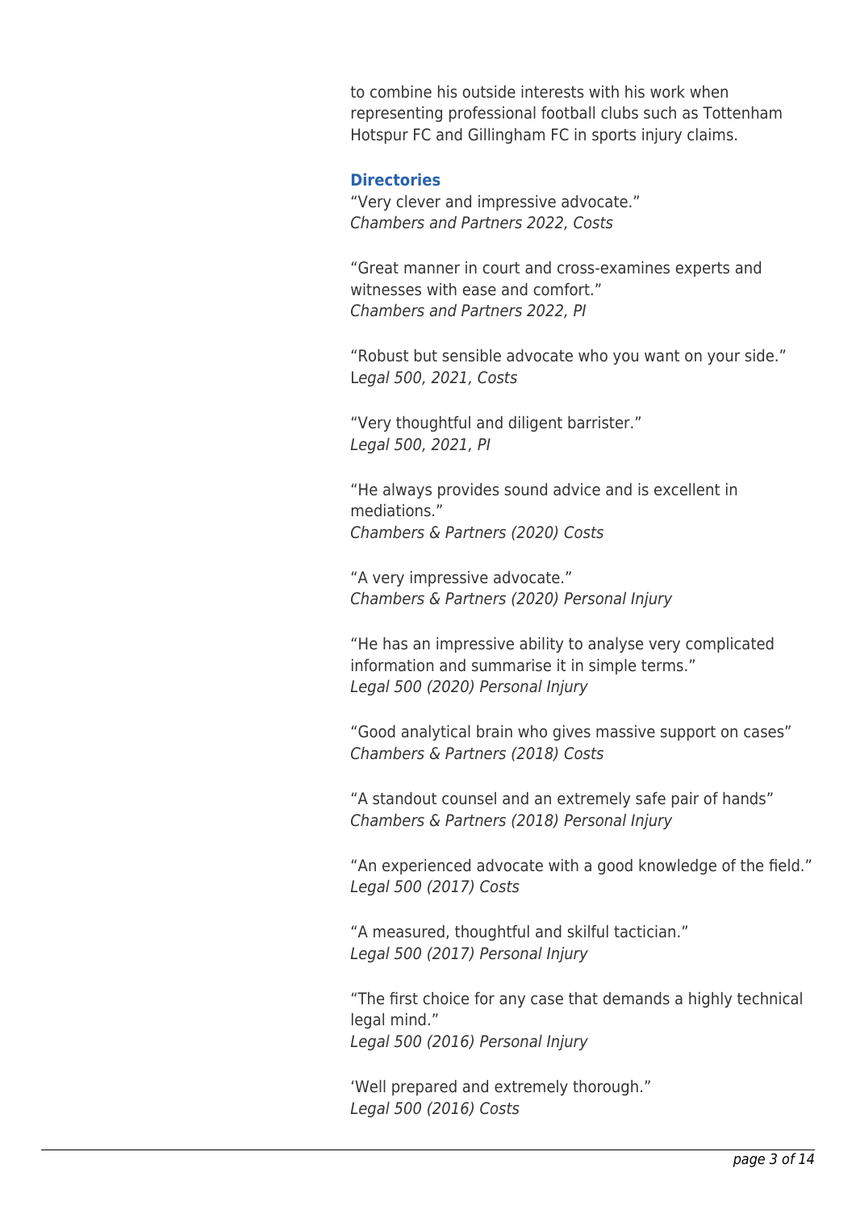to combine his outside interests with his work when representing professional football clubs such as Tottenham Hotspur FC and Gillingham FC in sports injury claims.

### Directories

"Very clever and impressive advocate."
*Chambers and Partners 2022, Costs*

"Great manner in court and cross-examines experts and witnesses with ease and comfort."
*Chambers and Partners 2022, PI*

"Robust but sensible advocate who you want on your side."
*Legal 500, 2021, Costs*

"Very thoughtful and diligent barrister."
*Legal 500, 2021, PI*

"He always provides sound advice and is excellent in mediations."
*Chambers & Partners (2020) Costs*

"A very impressive advocate."
*Chambers & Partners (2020) Personal Injury*

"He has an impressive ability to analyse very complicated information and summarise it in simple terms."
*Legal 500 (2020) Personal Injury*

"Good analytical brain who gives massive support on cases"
*Chambers & Partners (2018) Costs*

"A standout counsel and an extremely safe pair of hands"
*Chambers & Partners (2018) Personal Injury*

"An experienced advocate with a good knowledge of the field."
*Legal 500 (2017) Costs*

"A measured, thoughtful and skilful tactician."
*Legal 500 (2017) Personal Injury*

"The first choice for any case that demands a highly technical legal mind."
*Legal 500 (2016) Personal Injury*

'Well prepared and extremely thorough."
*Legal 500 (2016) Costs*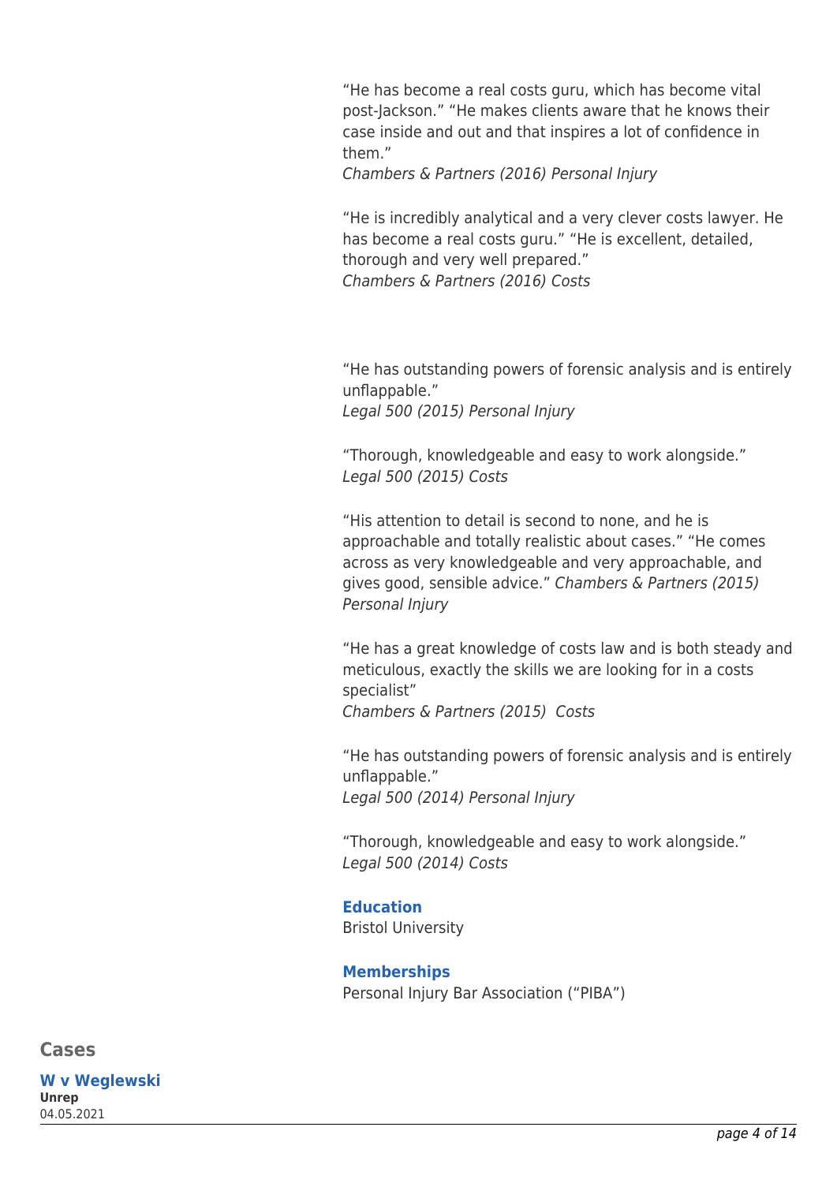"He has become a real costs guru, which has become vital post-Jackson." "He makes clients aware that he knows their case inside and out and that inspires a lot of confidence in them."
*Chambers & Partners (2016) Personal Injury*

"He is incredibly analytical and a very clever costs lawyer. He has become a real costs guru." "He is excellent, detailed, thorough and very well prepared."
*Chambers & Partners (2016) Costs*

"He has outstanding powers of forensic analysis and is entirely unflappable."
*Legal 500 (2015) Personal Injury*

"Thorough, knowledgeable and easy to work alongside."
*Legal 500 (2015) Costs*

"His attention to detail is second to none, and he is approachable and totally realistic about cases." "He comes across as very knowledgeable and very approachable, and gives good, sensible advice." *Chambers & Partners (2015) Personal Injury*

"He has a great knowledge of costs law and is both steady and meticulous, exactly the skills we are looking for in a costs specialist"
*Chambers & Partners (2015) Costs*

"He has outstanding powers of forensic analysis and is entirely unflappable."
*Legal 500 (2014) Personal Injury*

"Thorough, knowledgeable and easy to work alongside."
*Legal 500 (2014) Costs*

### Education

Bristol University

### Memberships

Personal Injury Bar Association ("PIBA")

## Cases

### W v Weglewski

**Unrep**
04.05.2021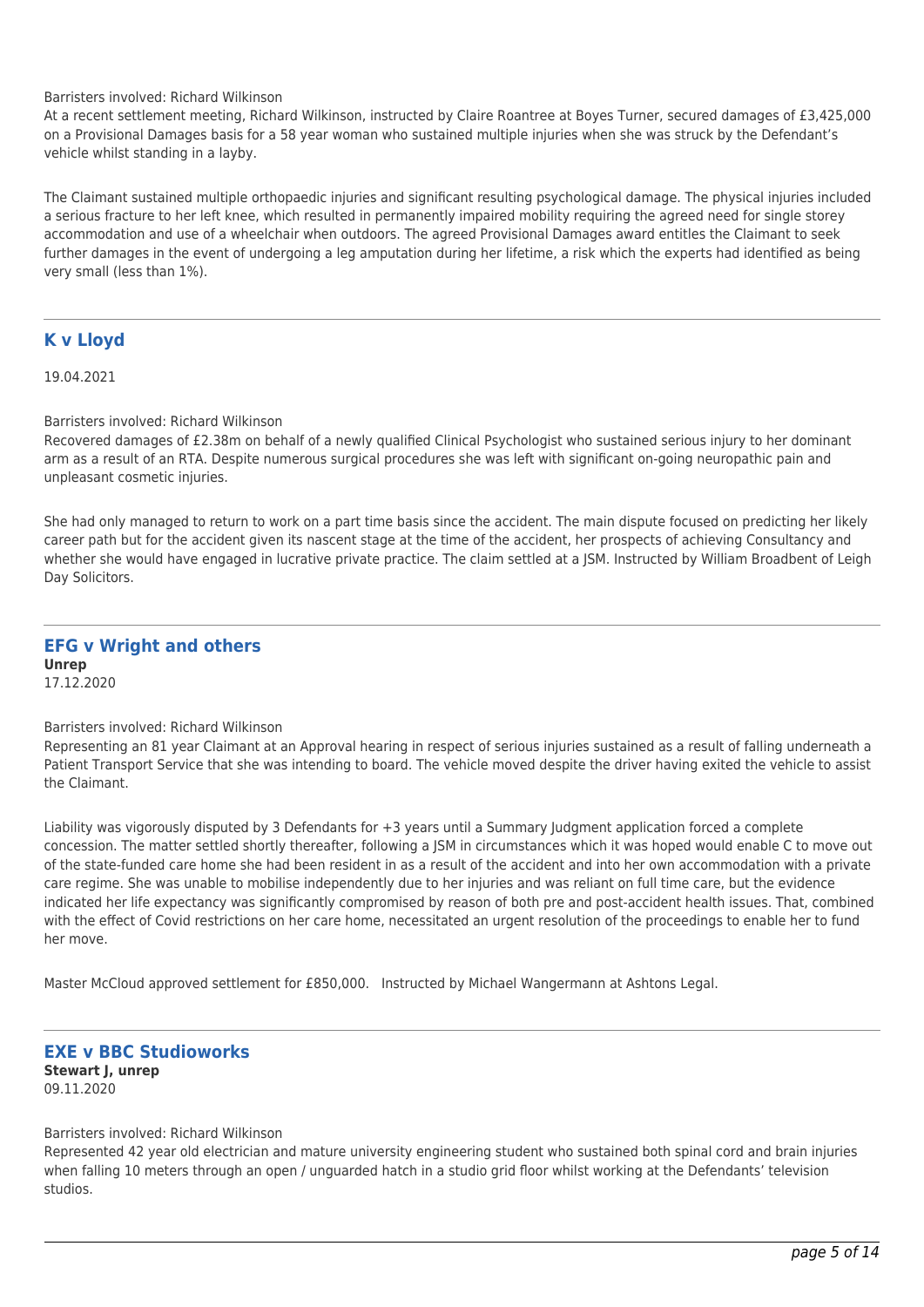Barristers involved: Richard Wilkinson

At a recent settlement meeting, Richard Wilkinson, instructed by Claire Roantree at Boyes Turner, secured damages of £3,425,000 on a Provisional Damages basis for a 58 year woman who sustained multiple injuries when she was struck by the Defendant's vehicle whilst standing in a layby.

The Claimant sustained multiple orthopaedic injuries and significant resulting psychological damage. The physical injuries included a serious fracture to her left knee, which resulted in permanently impaired mobility requiring the agreed need for single storey accommodation and use of a wheelchair when outdoors. The agreed Provisional Damages award entitles the Claimant to seek further damages in the event of undergoing a leg amputation during her lifetime, a risk which the experts had identified as being very small (less than 1%).

---

## K v Lloyd

19.04.2021

Barristers involved: Richard Wilkinson

Recovered damages of £2.38m on behalf of a newly qualified Clinical Psychologist who sustained serious injury to her dominant arm as a result of an RTA. Despite numerous surgical procedures she was left with significant on-going neuropathic pain and unpleasant cosmetic injuries.

She had only managed to return to work on a part time basis since the accident. The main dispute focused on predicting her likely career path but for the accident given its nascent stage at the time of the accident, her prospects of achieving Consultancy and whether she would have engaged in lucrative private practice. The claim settled at a JSM. Instructed by William Broadbent of Leigh Day Solicitors.

---

## EFG v Wright and others

**Unrep**

17.12.2020

Barristers involved: Richard Wilkinson

Representing an 81 year Claimant at an Approval hearing in respect of serious injuries sustained as a result of falling underneath a Patient Transport Service that she was intending to board. The vehicle moved despite the driver having exited the vehicle to assist the Claimant.

Liability was vigorously disputed by 3 Defendants for +3 years until a Summary Judgment application forced a complete concession. The matter settled shortly thereafter, following a JSM in circumstances which it was hoped would enable C to move out of the state-funded care home she had been resident in as a result of the accident and into her own accommodation with a private care regime. She was unable to mobilise independently due to her injuries and was reliant on full time care, but the evidence indicated her life expectancy was significantly compromised by reason of both pre and post-accident health issues. That, combined with the effect of Covid restrictions on her care home, necessitated an urgent resolution of the proceedings to enable her to fund her move.

Master McCloud approved settlement for £850,000.   Instructed by Michael Wangermann at Ashtons Legal.

---

## EXE v BBC Studioworks

**Stewart J, unrep**

09.11.2020

Barristers involved: Richard Wilkinson

Represented 42 year old electrician and mature university engineering student who sustained both spinal cord and brain injuries when falling 10 meters through an open / unguarded hatch in a studio grid floor whilst working at the Defendants' television studios.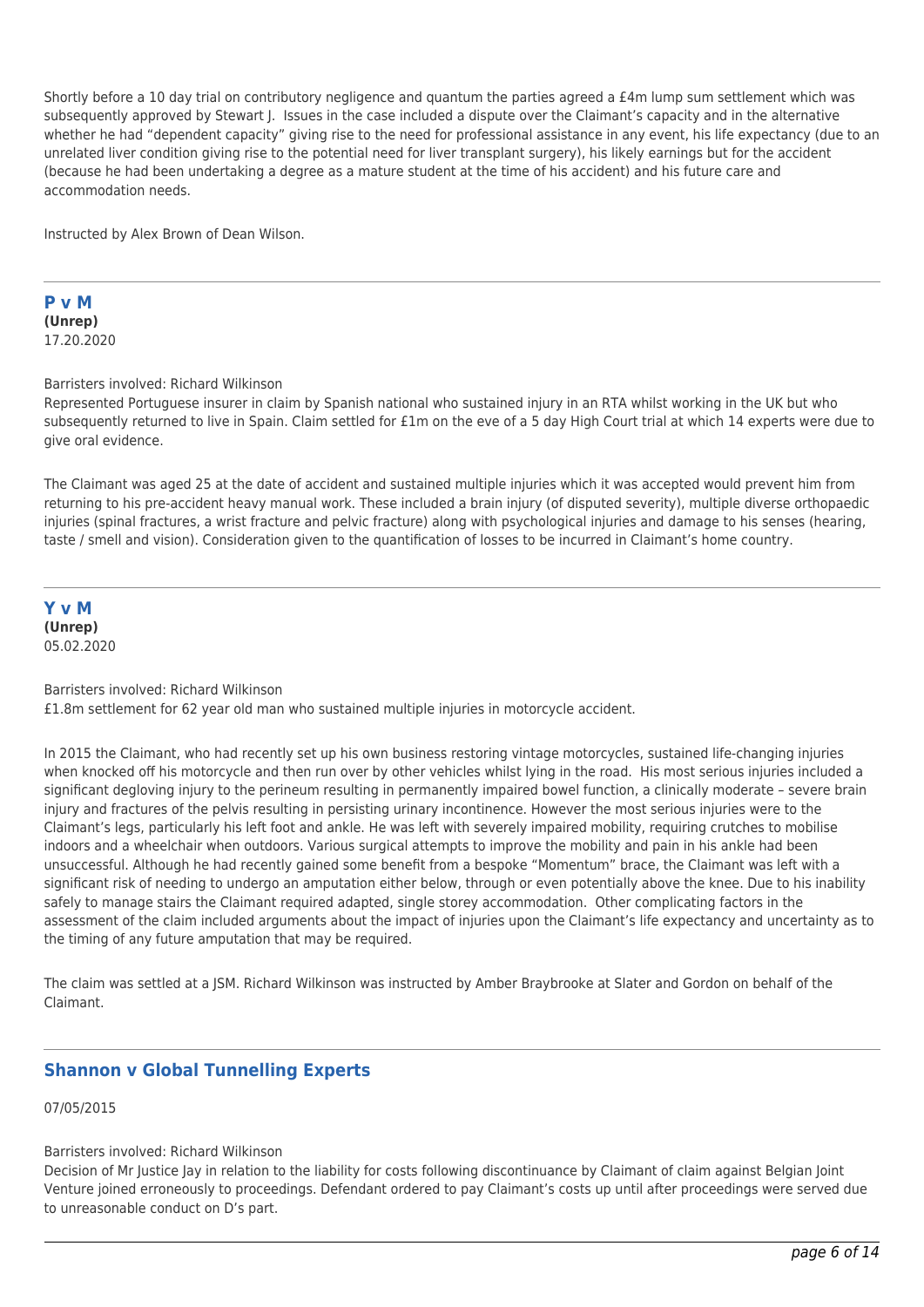Shortly before a 10 day trial on contributory negligence and quantum the parties agreed a £4m lump sum settlement which was subsequently approved by Stewart J. Issues in the case included a dispute over the Claimant's capacity and in the alternative whether he had "dependent capacity" giving rise to the need for professional assistance in any event, his life expectancy (due to an unrelated liver condition giving rise to the potential need for liver transplant surgery), his likely earnings but for the accident (because he had been undertaking a degree as a mature student at the time of his accident) and his future care and accommodation needs.

Instructed by Alex Brown of Dean Wilson.

---

## P v M

**(Unrep)**

17.20.2020

Barristers involved: Richard Wilkinson

Represented Portuguese insurer in claim by Spanish national who sustained injury in an RTA whilst working in the UK but who subsequently returned to live in Spain. Claim settled for £1m on the eve of a 5 day High Court trial at which 14 experts were due to give oral evidence.

The Claimant was aged 25 at the date of accident and sustained multiple injuries which it was accepted would prevent him from returning to his pre-accident heavy manual work. These included a brain injury (of disputed severity), multiple diverse orthopaedic injuries (spinal fractures, a wrist fracture and pelvic fracture) along with psychological injuries and damage to his senses (hearing, taste / smell and vision). Consideration given to the quantification of losses to be incurred in Claimant's home country.

---

## Y v M

**(Unrep)**

05.02.2020

Barristers involved: Richard Wilkinson

£1.8m settlement for 62 year old man who sustained multiple injuries in motorcycle accident.

In 2015 the Claimant, who had recently set up his own business restoring vintage motorcycles, sustained life-changing injuries when knocked off his motorcycle and then run over by other vehicles whilst lying in the road. His most serious injuries included a significant degloving injury to the perineum resulting in permanently impaired bowel function, a clinically moderate – severe brain injury and fractures of the pelvis resulting in persisting urinary incontinence. However the most serious injuries were to the Claimant's legs, particularly his left foot and ankle. He was left with severely impaired mobility, requiring crutches to mobilise indoors and a wheelchair when outdoors. Various surgical attempts to improve the mobility and pain in his ankle had been unsuccessful. Although he had recently gained some benefit from a bespoke "Momentum" brace, the Claimant was left with a significant risk of needing to undergo an amputation either below, through or even potentially above the knee. Due to his inability safely to manage stairs the Claimant required adapted, single storey accommodation. Other complicating factors in the assessment of the claim included arguments about the impact of injuries upon the Claimant's life expectancy and uncertainty as to the timing of any future amputation that may be required.

The claim was settled at a JSM. Richard Wilkinson was instructed by Amber Braybrooke at Slater and Gordon on behalf of the Claimant.

---

## Shannon v Global Tunnelling Experts

07/05/2015

Barristers involved: Richard Wilkinson

Decision of Mr Justice Jay in relation to the liability for costs following discontinuance by Claimant of claim against Belgian Joint Venture joined erroneously to proceedings. Defendant ordered to pay Claimant's costs up until after proceedings were served due to unreasonable conduct on D's part.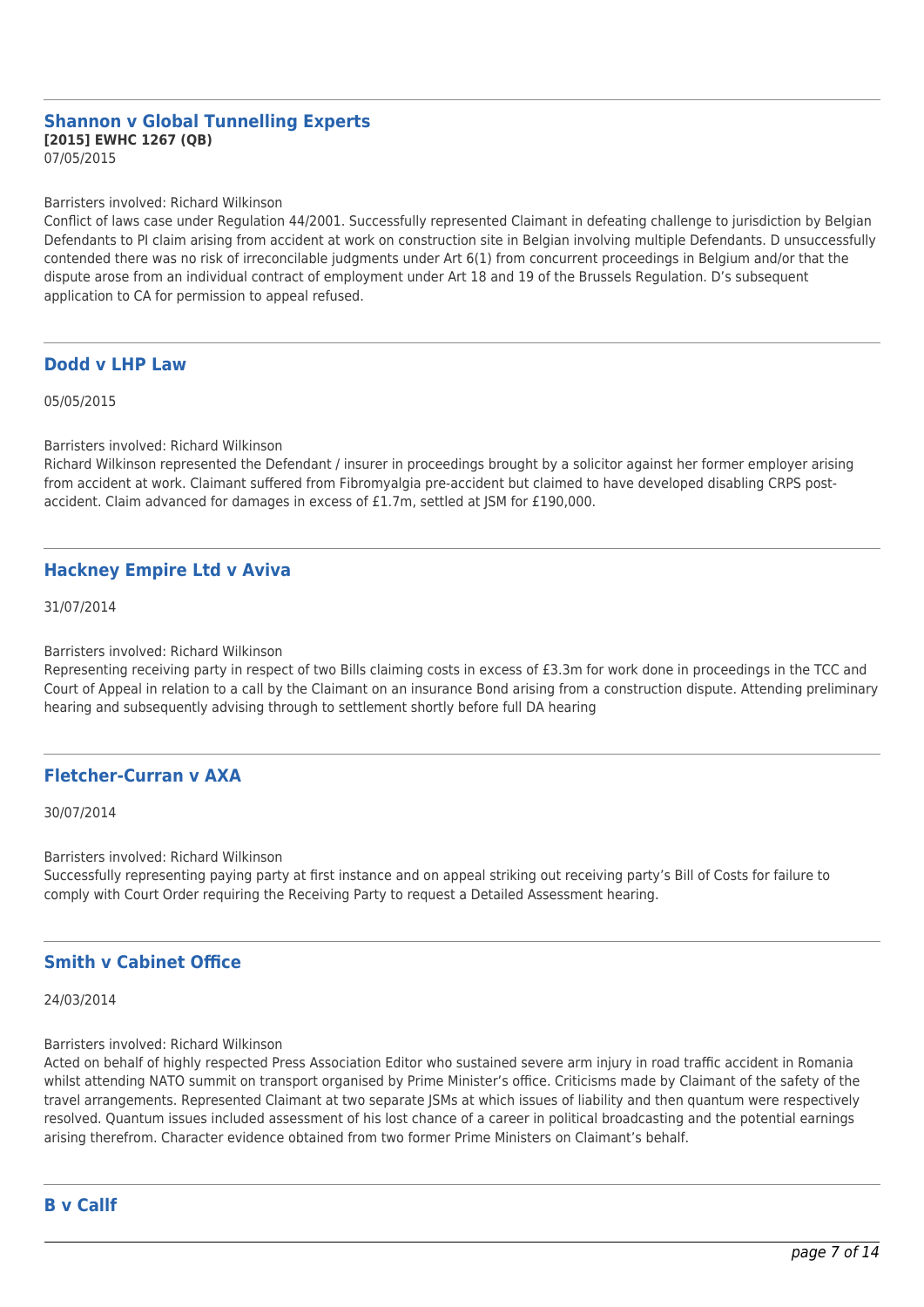## Shannon v Global Tunnelling Experts

**[2015] EWHC 1267 (QB)**
07/05/2015

Barristers involved: Richard Wilkinson
Conflict of laws case under Regulation 44/2001. Successfully represented Claimant in defeating challenge to jurisdiction by Belgian Defendants to PI claim arising from accident at work on construction site in Belgian involving multiple Defendants. D unsuccessfully contended there was no risk of irreconcilable judgments under Art 6(1) from concurrent proceedings in Belgium and/or that the dispute arose from an individual contract of employment under Art 18 and 19 of the Brussels Regulation. D's subsequent application to CA for permission to appeal refused.

---

## Dodd v LHP Law

05/05/2015

Barristers involved: Richard Wilkinson
Richard Wilkinson represented the Defendant / insurer in proceedings brought by a solicitor against her former employer arising from accident at work. Claimant suffered from Fibromyalgia pre-accident but claimed to have developed disabling CRPS post-accident. Claim advanced for damages in excess of £1.7m, settled at JSM for £190,000.

---

## Hackney Empire Ltd v Aviva

31/07/2014

Barristers involved: Richard Wilkinson
Representing receiving party in respect of two Bills claiming costs in excess of £3.3m for work done in proceedings in the TCC and Court of Appeal in relation to a call by the Claimant on an insurance Bond arising from a construction dispute. Attending preliminary hearing and subsequently advising through to settlement shortly before full DA hearing

---

## Fletcher-Curran v AXA

30/07/2014

Barristers involved: Richard Wilkinson
Successfully representing paying party at first instance and on appeal striking out receiving party's Bill of Costs for failure to comply with Court Order requiring the Receiving Party to request a Detailed Assessment hearing.

---

## Smith v Cabinet Office

24/03/2014

Barristers involved: Richard Wilkinson
Acted on behalf of highly respected Press Association Editor who sustained severe arm injury in road traffic accident in Romania whilst attending NATO summit on transport organised by Prime Minister's office. Criticisms made by Claimant of the safety of the travel arrangements. Represented Claimant at two separate JSMs at which issues of liability and then quantum were respectively resolved. Quantum issues included assessment of his lost chance of a career in political broadcasting and the potential earnings arising therefrom. Character evidence obtained from two former Prime Ministers on Claimant's behalf.

---

## B v Callf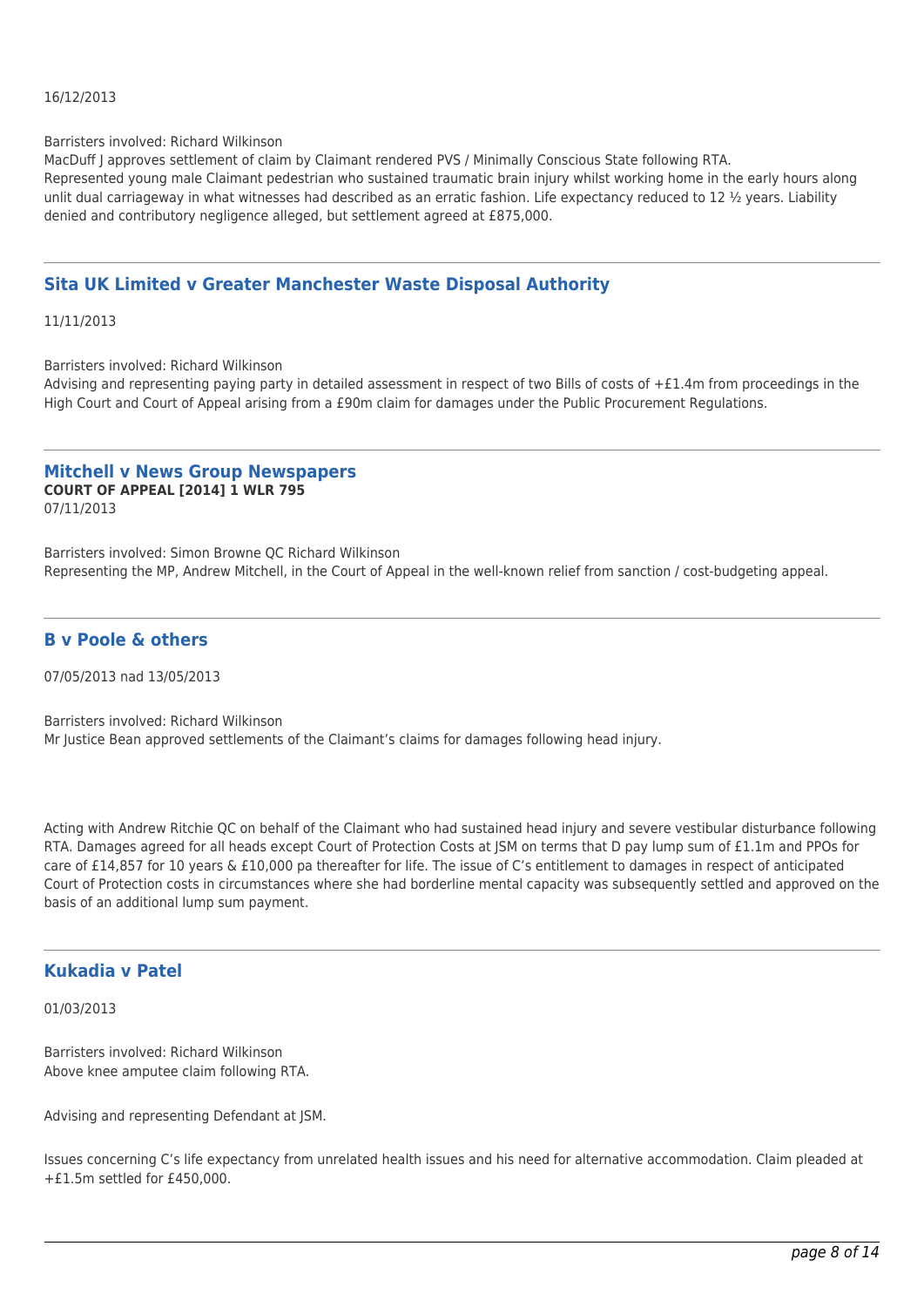16/12/2013

Barristers involved: Richard Wilkinson
MacDuff J approves settlement of claim by Claimant rendered PVS / Minimally Conscious State following RTA.
Represented young male Claimant pedestrian who sustained traumatic brain injury whilst working home in the early hours along unlit dual carriageway in what witnesses had described as an erratic fashion. Life expectancy reduced to 12 ½ years. Liability denied and contributory negligence alleged, but settlement agreed at £875,000.

---

## Sita UK Limited v Greater Manchester Waste Disposal Authority

11/11/2013

Barristers involved: Richard Wilkinson
Advising and representing paying party in detailed assessment in respect of two Bills of costs of +£1.4m from proceedings in the High Court and Court of Appeal arising from a £90m claim for damages under the Public Procurement Regulations.

---

## Mitchell v News Group Newspapers

**COURT OF APPEAL [2014] 1 WLR 795**
07/11/2013

Barristers involved: Simon Browne QC Richard Wilkinson
Representing the MP, Andrew Mitchell, in the Court of Appeal in the well-known relief from sanction / cost-budgeting appeal.

---

## B v Poole & others

07/05/2013 nad 13/05/2013

Barristers involved: Richard Wilkinson
Mr Justice Bean approved settlements of the Claimant's claims for damages following head injury.

Acting with Andrew Ritchie QC on behalf of the Claimant who had sustained head injury and severe vestibular disturbance following RTA. Damages agreed for all heads except Court of Protection Costs at JSM on terms that D pay lump sum of £1.1m and PPOs for care of £14,857 for 10 years & £10,000 pa thereafter for life. The issue of C's entitlement to damages in respect of anticipated Court of Protection costs in circumstances where she had borderline mental capacity was subsequently settled and approved on the basis of an additional lump sum payment.

---

## Kukadia v Patel

01/03/2013

Barristers involved: Richard Wilkinson
Above knee amputee claim following RTA.

Advising and representing Defendant at JSM.

Issues concerning C's life expectancy from unrelated health issues and his need for alternative accommodation. Claim pleaded at +£1.5m settled for £450,000.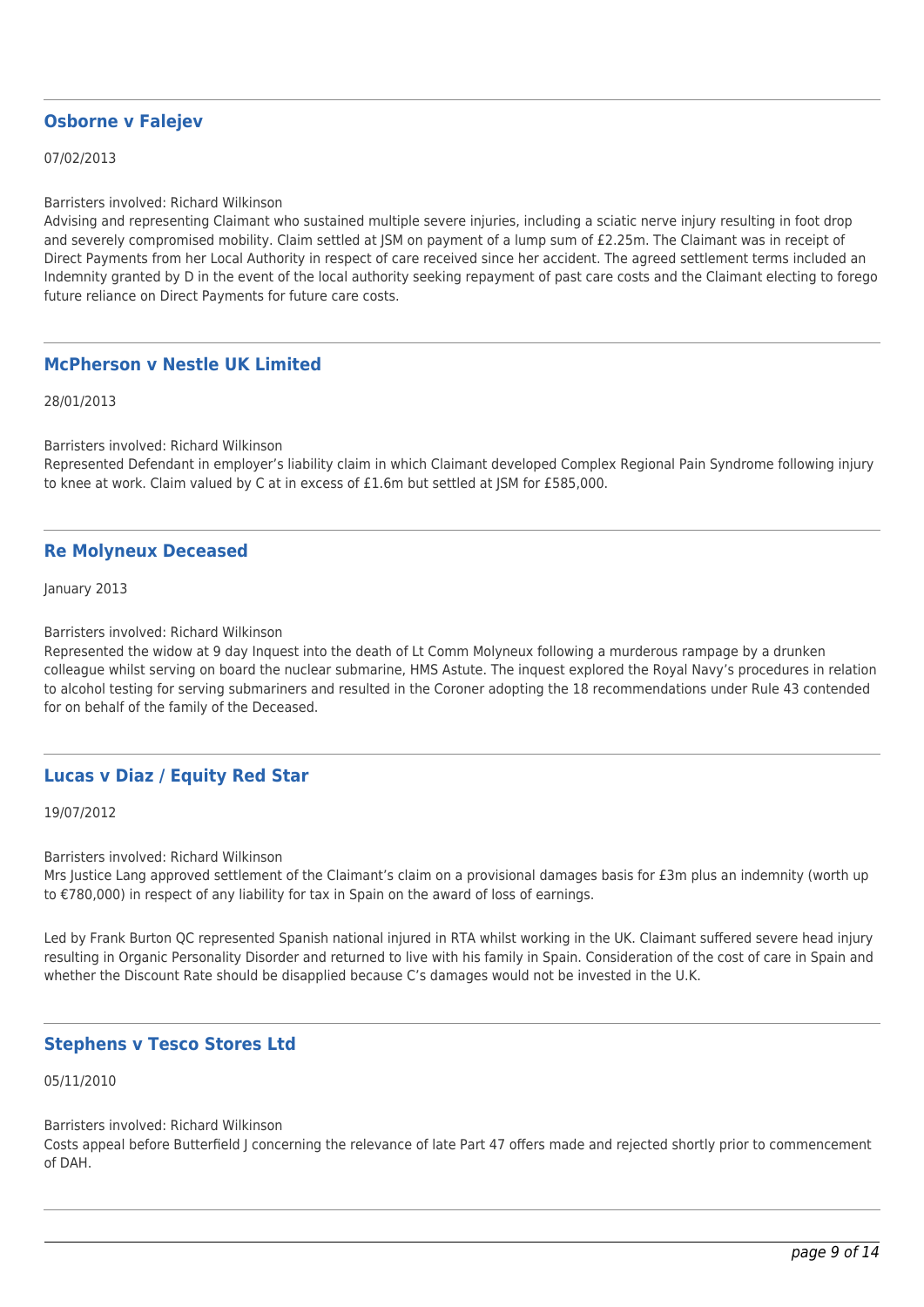## Osborne v Falejev

07/02/2013

Barristers involved: Richard Wilkinson
Advising and representing Claimant who sustained multiple severe injuries, including a sciatic nerve injury resulting in foot drop and severely compromised mobility. Claim settled at JSM on payment of a lump sum of £2.25m. The Claimant was in receipt of Direct Payments from her Local Authority in respect of care received since her accident. The agreed settlement terms included an Indemnity granted by D in the event of the local authority seeking repayment of past care costs and the Claimant electing to forego future reliance on Direct Payments for future care costs.

---

## McPherson v Nestle UK Limited

28/01/2013

Barristers involved: Richard Wilkinson
Represented Defendant in employer's liability claim in which Claimant developed Complex Regional Pain Syndrome following injury to knee at work. Claim valued by C at in excess of £1.6m but settled at JSM for £585,000.

---

## Re Molyneux Deceased

January 2013

Barristers involved: Richard Wilkinson
Represented the widow at 9 day Inquest into the death of Lt Comm Molyneux following a murderous rampage by a drunken colleague whilst serving on board the nuclear submarine, HMS Astute. The inquest explored the Royal Navy's procedures in relation to alcohol testing for serving submariners and resulted in the Coroner adopting the 18 recommendations under Rule 43 contended for on behalf of the family of the Deceased.

---

## Lucas v Diaz / Equity Red Star

19/07/2012

Barristers involved: Richard Wilkinson
Mrs Justice Lang approved settlement of the Claimant's claim on a provisional damages basis for £3m plus an indemnity (worth up to €780,000) in respect of any liability for tax in Spain on the award of loss of earnings.

Led by Frank Burton QC represented Spanish national injured in RTA whilst working in the UK. Claimant suffered severe head injury resulting in Organic Personality Disorder and returned to live with his family in Spain. Consideration of the cost of care in Spain and whether the Discount Rate should be disapplied because C's damages would not be invested in the U.K.

---

## Stephens v Tesco Stores Ltd

05/11/2010

Barristers involved: Richard Wilkinson
Costs appeal before Butterfield J concerning the relevance of late Part 47 offers made and rejected shortly prior to commencement of DAH.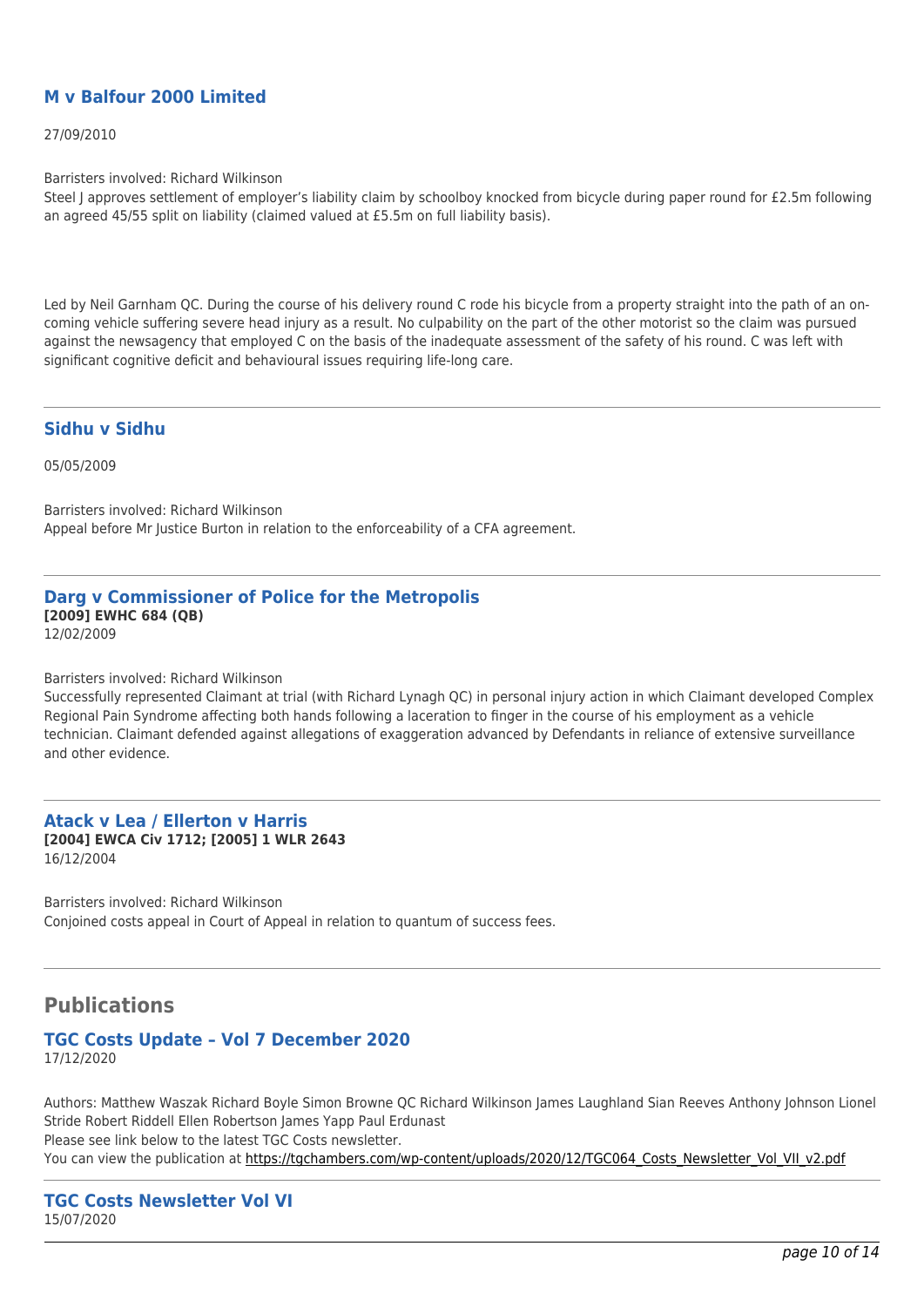### M v Balfour 2000 Limited

27/09/2010

Barristers involved: Richard Wilkinson
Steel J approves settlement of employer's liability claim by schoolboy knocked from bicycle during paper round for £2.5m following an agreed 45/55 split on liability (claimed valued at £5.5m on full liability basis).

Led by Neil Garnham QC. During the course of his delivery round C rode his bicycle from a property straight into the path of an on-coming vehicle suffering severe head injury as a result. No culpability on the part of the other motorist so the claim was pursued against the newsagency that employed C on the basis of the inadequate assessment of the safety of his round. C was left with significant cognitive deficit and behavioural issues requiring life-long care.

---

### Sidhu v Sidhu

05/05/2009

Barristers involved: Richard Wilkinson
Appeal before Mr Justice Burton in relation to the enforceability of a CFA agreement.

---

### Darg v Commissioner of Police for the Metropolis

**[2009] EWHC 684 (QB)**
12/02/2009

Barristers involved: Richard Wilkinson
Successfully represented Claimant at trial (with Richard Lynagh QC) in personal injury action in which Claimant developed Complex Regional Pain Syndrome affecting both hands following a laceration to finger in the course of his employment as a vehicle technician. Claimant defended against allegations of exaggeration advanced by Defendants in reliance of extensive surveillance and other evidence.

---

### Atack v Lea / Ellerton v Harris

**[2004] EWCA Civ 1712; [2005] 1 WLR 2643**
16/12/2004

Barristers involved: Richard Wilkinson
Conjoined costs appeal in Court of Appeal in relation to quantum of success fees.

---

## Publications

### TGC Costs Update – Vol 7 December 2020

17/12/2020

Authors: Matthew Waszak Richard Boyle Simon Browne QC Richard Wilkinson James Laughland Sian Reeves Anthony Johnson Lionel Stride Robert Riddell Ellen Robertson James Yapp Paul Erdunast
Please see link below to the latest TGC Costs newsletter.
You can view the publication at https://tgchambers.com/wp-content/uploads/2020/12/TGC064_Costs_Newsletter_Vol_VII_v2.pdf

---

### TGC Costs Newsletter Vol VI

15/07/2020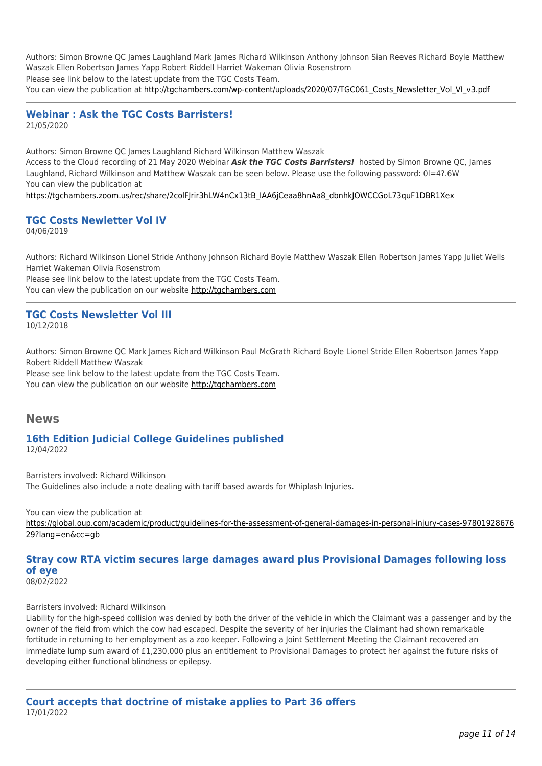Authors: Simon Browne QC James Laughland Mark James Richard Wilkinson Anthony Johnson Sian Reeves Richard Boyle Matthew Waszak Ellen Robertson James Yapp Robert Riddell Harriet Wakeman Olivia Rosenstrom
Please see link below to the latest update from the TGC Costs Team.
You can view the publication at http://tgchambers.com/wp-content/uploads/2020/07/TGC061_Costs_Newsletter_Vol_VI_v3.pdf

---

### Webinar : Ask the TGC Costs Barristers!

21/05/2020

Authors: Simon Browne QC James Laughland Richard Wilkinson Matthew Waszak
Access to the Cloud recording of 21 May 2020 Webinar ***Ask the TGC Costs Barristers!*** hosted by Simon Browne QC, James Laughland, Richard Wilkinson and Matthew Waszak can be seen below. Please use the following password: 0l=4?.6W
You can view the publication at
https://tgchambers.zoom.us/rec/share/2colFJrir3hLW4nCx13tB_IAA6jCeaa8hnAa8_dbnhkJOWCCGoL73quF1DBR1Xex

---

### TGC Costs Newletter Vol IV

04/06/2019

Authors: Richard Wilkinson Lionel Stride Anthony Johnson Richard Boyle Matthew Waszak Ellen Robertson James Yapp Juliet Wells Harriet Wakeman Olivia Rosenstrom
Please see link below to the latest update from the TGC Costs Team.
You can view the publication on our website http://tgchambers.com

---

### TGC Costs Newsletter Vol III

10/12/2018

Authors: Simon Browne QC Mark James Richard Wilkinson Paul McGrath Richard Boyle Lionel Stride Ellen Robertson James Yapp Robert Riddell Matthew Waszak
Please see link below to the latest update from the TGC Costs Team.
You can view the publication on our website http://tgchambers.com

---

## News

### 16th Edition Judicial College Guidelines published

12/04/2022

Barristers involved: Richard Wilkinson
The Guidelines also include a note dealing with tariff based awards for Whiplash Injuries.

You can view the publication at
https://global.oup.com/academic/product/guidelines-for-the-assessment-of-general-damages-in-personal-injury-cases-9780192867629?lang=en&cc=gb

---

### Stray cow RTA victim secures large damages award plus Provisional Damages following loss of eye

08/02/2022

Barristers involved: Richard Wilkinson
Liability for the high-speed collision was denied by both the driver of the vehicle in which the Claimant was a passenger and by the owner of the field from which the cow had escaped. Despite the severity of her injuries the Claimant had shown remarkable fortitude in returning to her employment as a zoo keeper. Following a Joint Settlement Meeting the Claimant recovered an immediate lump sum award of £1,230,000 plus an entitlement to Provisional Damages to protect her against the future risks of developing either functional blindness or epilepsy.

---

### Court accepts that doctrine of mistake applies to Part 36 offers

17/01/2022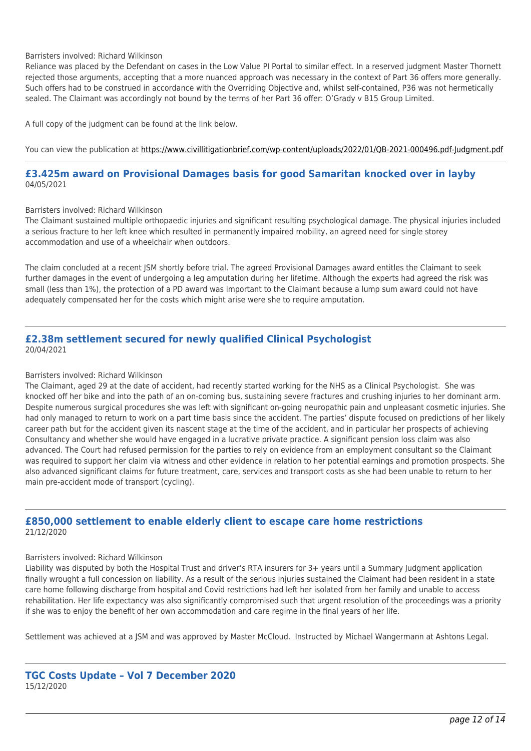Barristers involved: Richard Wilkinson

Reliance was placed by the Defendant on cases in the Low Value PI Portal to similar effect. In a reserved judgment Master Thornett rejected those arguments, accepting that a more nuanced approach was necessary in the context of Part 36 offers more generally. Such offers had to be construed in accordance with the Overriding Objective and, whilst self-contained, P36 was not hermetically sealed. The Claimant was accordingly not bound by the terms of her Part 36 offer: O'Grady v B15 Group Limited.

A full copy of the judgment can be found at the link below.

You can view the publication at https://www.civillitigationbrief.com/wp-content/uploads/2022/01/QB-2021-000496.pdf-Judgment.pdf

---

## £3.425m award on Provisional Damages basis for good Samaritan knocked over in layby

04/05/2021

Barristers involved: Richard Wilkinson

The Claimant sustained multiple orthopaedic injuries and significant resulting psychological damage. The physical injuries included a serious fracture to her left knee which resulted in permanently impaired mobility, an agreed need for single storey accommodation and use of a wheelchair when outdoors.

The claim concluded at a recent JSM shortly before trial. The agreed Provisional Damages award entitles the Claimant to seek further damages in the event of undergoing a leg amputation during her lifetime. Although the experts had agreed the risk was small (less than 1%), the protection of a PD award was important to the Claimant because a lump sum award could not have adequately compensated her for the costs which might arise were she to require amputation.

---

## £2.38m settlement secured for newly qualified Clinical Psychologist

20/04/2021

Barristers involved: Richard Wilkinson

The Claimant, aged 29 at the date of accident, had recently started working for the NHS as a Clinical Psychologist. She was knocked off her bike and into the path of an on-coming bus, sustaining severe fractures and crushing injuries to her dominant arm. Despite numerous surgical procedures she was left with significant on-going neuropathic pain and unpleasant cosmetic injuries. She had only managed to return to work on a part time basis since the accident. The parties' dispute focused on predictions of her likely career path but for the accident given its nascent stage at the time of the accident, and in particular her prospects of achieving Consultancy and whether she would have engaged in a lucrative private practice. A significant pension loss claim was also advanced. The Court had refused permission for the parties to rely on evidence from an employment consultant so the Claimant was required to support her claim via witness and other evidence in relation to her potential earnings and promotion prospects. She also advanced significant claims for future treatment, care, services and transport costs as she had been unable to return to her main pre-accident mode of transport (cycling).

---

## £850,000 settlement to enable elderly client to escape care home restrictions

21/12/2020

Barristers involved: Richard Wilkinson

Liability was disputed by both the Hospital Trust and driver's RTA insurers for 3+ years until a Summary Judgment application finally wrought a full concession on liability. As a result of the serious injuries sustained the Claimant had been resident in a state care home following discharge from hospital and Covid restrictions had left her isolated from her family and unable to access rehabilitation. Her life expectancy was also significantly compromised such that urgent resolution of the proceedings was a priority if she was to enjoy the benefit of her own accommodation and care regime in the final years of her life.

Settlement was achieved at a JSM and was approved by Master McCloud. Instructed by Michael Wangermann at Ashtons Legal.

---

## TGC Costs Update – Vol 7 December 2020

15/12/2020

---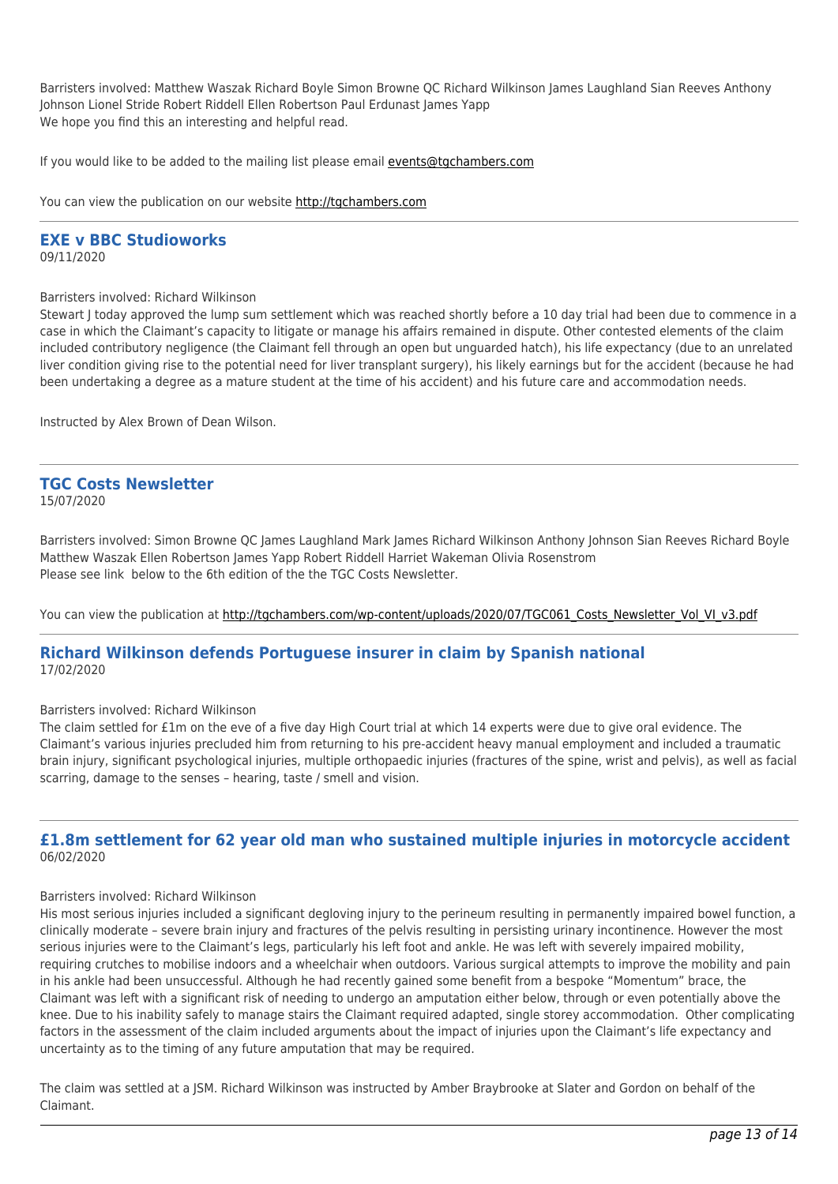Barristers involved: Matthew Waszak Richard Boyle Simon Browne QC Richard Wilkinson James Laughland Sian Reeves Anthony Johnson Lionel Stride Robert Riddell Ellen Robertson Paul Erdunast James Yapp
We hope you find this an interesting and helpful read.

If you would like to be added to the mailing list please email events@tgchambers.com

You can view the publication on our website http://tgchambers.com

---

## EXE v BBC Studioworks

09/11/2020

Barristers involved: Richard Wilkinson
Stewart J today approved the lump sum settlement which was reached shortly before a 10 day trial had been due to commence in a case in which the Claimant's capacity to litigate or manage his affairs remained in dispute. Other contested elements of the claim included contributory negligence (the Claimant fell through an open but unguarded hatch), his life expectancy (due to an unrelated liver condition giving rise to the potential need for liver transplant surgery), his likely earnings but for the accident (because he had been undertaking a degree as a mature student at the time of his accident) and his future care and accommodation needs.

Instructed by Alex Brown of Dean Wilson.

---

## TGC Costs Newsletter

15/07/2020

Barristers involved: Simon Browne QC James Laughland Mark James Richard Wilkinson Anthony Johnson Sian Reeves Richard Boyle Matthew Waszak Ellen Robertson James Yapp Robert Riddell Harriet Wakeman Olivia Rosenstrom
Please see link below to the 6th edition of the the TGC Costs Newsletter.

You can view the publication at http://tgchambers.com/wp-content/uploads/2020/07/TGC061_Costs_Newsletter_Vol_VI_v3.pdf

---

## Richard Wilkinson defends Portuguese insurer in claim by Spanish national

17/02/2020

Barristers involved: Richard Wilkinson
The claim settled for £1m on the eve of a five day High Court trial at which 14 experts were due to give oral evidence. The Claimant's various injuries precluded him from returning to his pre-accident heavy manual employment and included a traumatic brain injury, significant psychological injuries, multiple orthopaedic injuries (fractures of the spine, wrist and pelvis), as well as facial scarring, damage to the senses – hearing, taste / smell and vision.

---

## £1.8m settlement for 62 year old man who sustained multiple injuries in motorcycle accident

06/02/2020

Barristers involved: Richard Wilkinson
His most serious injuries included a significant degloving injury to the perineum resulting in permanently impaired bowel function, a clinically moderate – severe brain injury and fractures of the pelvis resulting in persisting urinary incontinence. However the most serious injuries were to the Claimant's legs, particularly his left foot and ankle. He was left with severely impaired mobility, requiring crutches to mobilise indoors and a wheelchair when outdoors. Various surgical attempts to improve the mobility and pain in his ankle had been unsuccessful. Although he had recently gained some benefit from a bespoke "Momentum" brace, the Claimant was left with a significant risk of needing to undergo an amputation either below, through or even potentially above the knee. Due to his inability safely to manage stairs the Claimant required adapted, single storey accommodation. Other complicating factors in the assessment of the claim included arguments about the impact of injuries upon the Claimant's life expectancy and uncertainty as to the timing of any future amputation that may be required.

The claim was settled at a JSM. Richard Wilkinson was instructed by Amber Braybrooke at Slater and Gordon on behalf of the Claimant.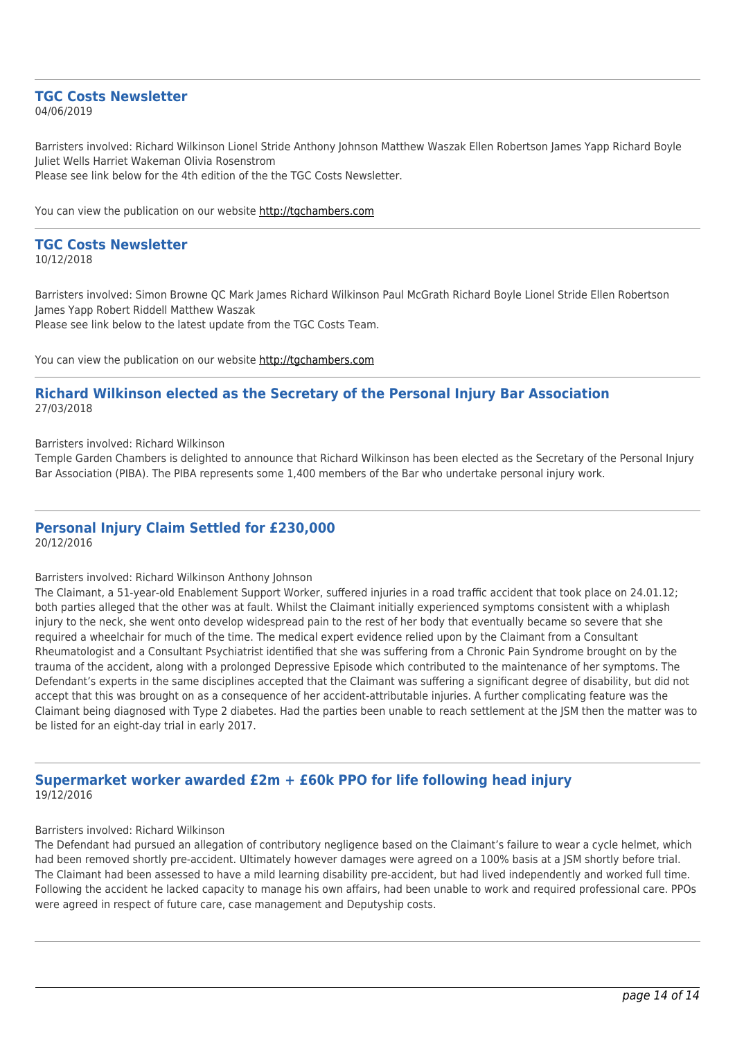## TGC Costs Newsletter

04/06/2019

Barristers involved: Richard Wilkinson Lionel Stride Anthony Johnson Matthew Waszak Ellen Robertson James Yapp Richard Boyle Juliet Wells Harriet Wakeman Olivia Rosenstrom

Please see link below for the 4th edition of the the TGC Costs Newsletter.

You can view the publication on our website http://tgchambers.com

## TGC Costs Newsletter

10/12/2018

Barristers involved: Simon Browne QC Mark James Richard Wilkinson Paul McGrath Richard Boyle Lionel Stride Ellen Robertson James Yapp Robert Riddell Matthew Waszak

Please see link below to the latest update from the TGC Costs Team.

You can view the publication on our website http://tgchambers.com

## Richard Wilkinson elected as the Secretary of the Personal Injury Bar Association

27/03/2018

Barristers involved: Richard Wilkinson

Temple Garden Chambers is delighted to announce that Richard Wilkinson has been elected as the Secretary of the Personal Injury Bar Association (PIBA). The PIBA represents some 1,400 members of the Bar who undertake personal injury work.

## Personal Injury Claim Settled for £230,000

20/12/2016

Barristers involved: Richard Wilkinson Anthony Johnson

The Claimant, a 51-year-old Enablement Support Worker, suffered injuries in a road traffic accident that took place on 24.01.12; both parties alleged that the other was at fault. Whilst the Claimant initially experienced symptoms consistent with a whiplash injury to the neck, she went onto develop widespread pain to the rest of her body that eventually became so severe that she required a wheelchair for much of the time. The medical expert evidence relied upon by the Claimant from a Consultant Rheumatologist and a Consultant Psychiatrist identified that she was suffering from a Chronic Pain Syndrome brought on by the trauma of the accident, along with a prolonged Depressive Episode which contributed to the maintenance of her symptoms. The Defendant's experts in the same disciplines accepted that the Claimant was suffering a significant degree of disability, but did not accept that this was brought on as a consequence of her accident-attributable injuries. A further complicating feature was the Claimant being diagnosed with Type 2 diabetes. Had the parties been unable to reach settlement at the JSM then the matter was to be listed for an eight-day trial in early 2017.

## Supermarket worker awarded £2m + £60k PPO for life following head injury

19/12/2016

Barristers involved: Richard Wilkinson

The Defendant had pursued an allegation of contributory negligence based on the Claimant's failure to wear a cycle helmet, which had been removed shortly pre-accident. Ultimately however damages were agreed on a 100% basis at a JSM shortly before trial. The Claimant had been assessed to have a mild learning disability pre-accident, but had lived independently and worked full time. Following the accident he lacked capacity to manage his own affairs, had been unable to work and required professional care. PPOs were agreed in respect of future care, case management and Deputyship costs.